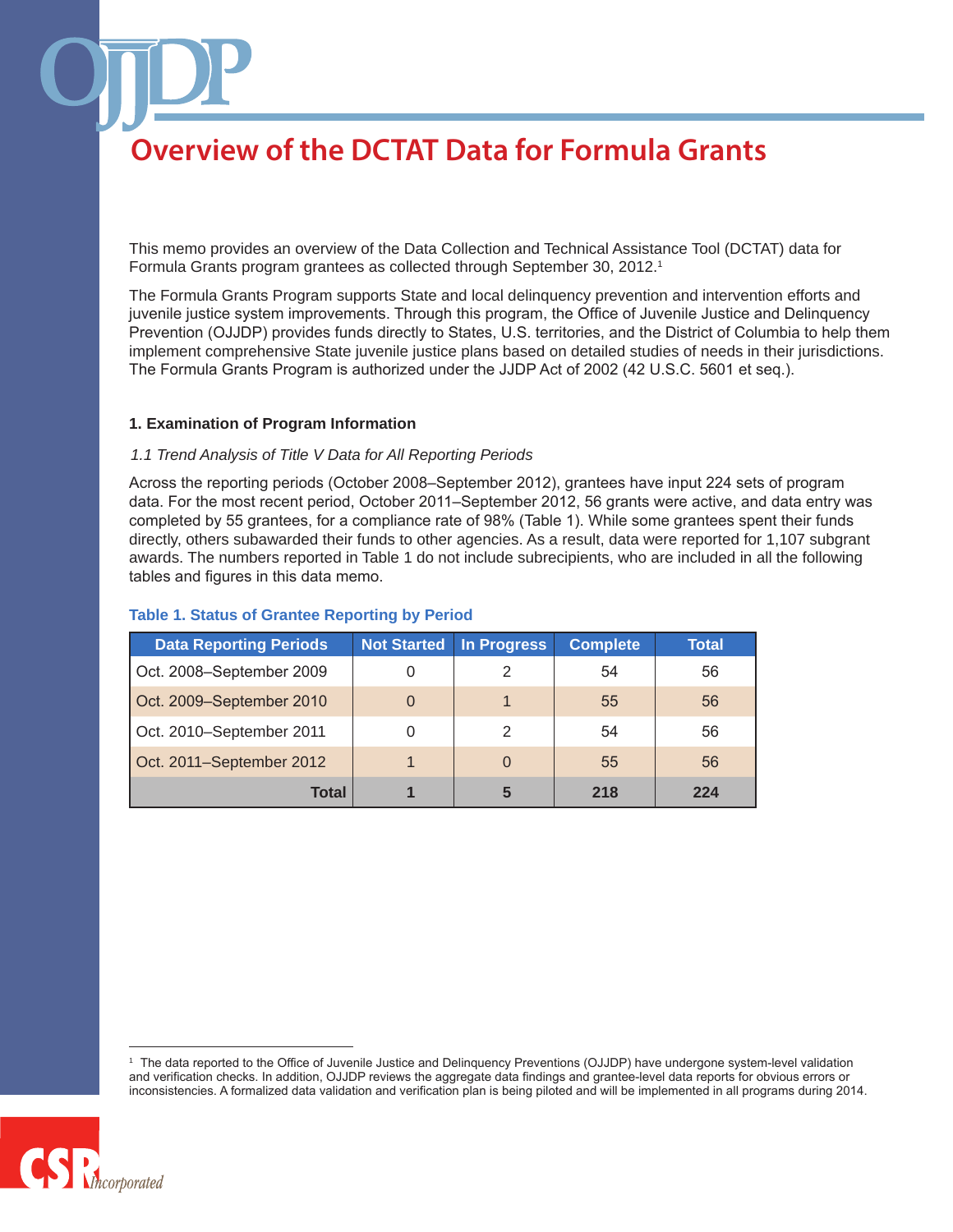# Overview of the DCTAT Data for Formula Grants

This memo provides an overview of the Data Collection and Technical Assistance Tool (DCTAT) data for Formula Grants program grantees as collected through September 30, 2012.[1]

The Formula Grants Program supports State and local delinquency prevention and intervention efforts and juvenile justice system improvements. Through this program, the Office of Juvenile Justice and Delinquency Prevention (OJJDP) provides funds directly to States, U.S. territories, and the District of Columbia to help them implement comprehensive State juvenile justice plans based on detailed studies of needs in their jurisdictions. The Formula Grants Program is authorized under the JJDP Act of 2002 (42 U.S.C. 5601 et seq.).

## 1. Examination of Program Information

### *1.1 Trend Analysis of Title V Data for All Reporting Periods*

Across the reporting periods (October 2008–September 2012), grantees have input 224 sets of program data. For the most recent period, October 2011–September 2012, 56 grants were active, and data entry was completed by 55 grantees, for a compliance rate of 98% (Table 1). While some grantees spent their funds directly, others subawarded their funds to other agencies. As a result, data were reported for 1,107 subgrant awards. The numbers reported in Table 1 do not include subrecipients, who are included in all the following tables and figures in this data memo.

**Table 1. Status of Grantee Reporting by Period**

| Data Reporting Periods | Not Started | In Progress | Complete | Total |
|---|---|---|---|---|
| Oct. 2008–September 2009 | 0 | 2 | 54 | 56 |
| Oct. 2009–September 2010 | 0 | 1 | 55 | 56 |
| Oct. 2010–September 2011 | 0 | 2 | 54 | 56 |
| Oct. 2011–September 2012 | 1 | 0 | 55 | 56 |
| **Total** | **1** | **5** | **218** | **224** |

[1] The data reported to the Office of Juvenile Justice and Delinquency Preventions (OJJDP) have undergone system-level validation and verification checks. In addition, OJJDP reviews the aggregate data findings and grantee-level data reports for obvious errors or inconsistencies. A formalized data validation and verification plan is being piloted and will be implemented in all programs during 2014.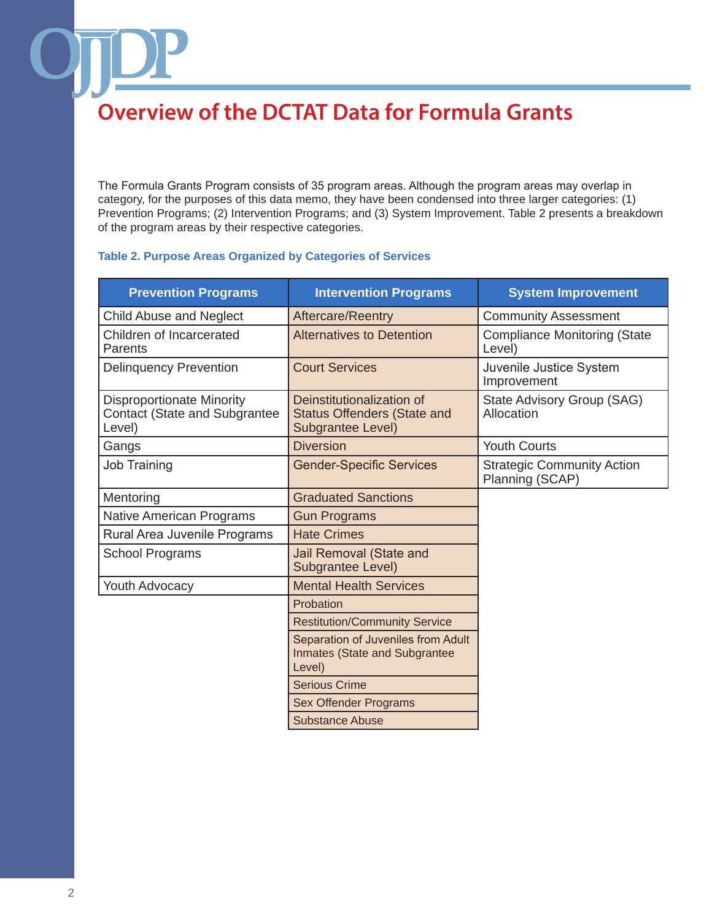# Overview of the DCTAT Data for Formula Grants

The Formula Grants Program consists of 35 program areas. Although the program areas may overlap in category, for the purposes of this data memo, they have been condensed into three larger categories: (1) Prevention Programs; (2) Intervention Programs; and (3) System Improvement. Table 2 presents a breakdown of the program areas by their respective categories.

**Table 2. Purpose Areas Organized by Categories of Services**

| Prevention Programs | Intervention Programs | System Improvement |
|---|---|---|
| Child Abuse and Neglect | Aftercare/Reentry | Community Assessment |
| Children of Incarcerated Parents | Alternatives to Detention | Compliance Monitoring (State Level) |
| Delinquency Prevention | Court Services | Juvenile Justice System Improvement |
| Disproportionate Minority Contact (State and Subgrantee Level) | Deinstitutionalization of Status Offenders (State and Subgrantee Level) | State Advisory Group (SAG) Allocation |
| Gangs | Diversion | Youth Courts |
| Job Training | Gender-Specific Services | Strategic Community Action Planning (SCAP) |
| Mentoring | Graduated Sanctions | |
| Native American Programs | Gun Programs | |
| Rural Area Juvenile Programs | Hate Crimes | |
| School Programs | Jail Removal (State and Subgrantee Level) | |
| Youth Advocacy | Mental Health Services | |
| | Probation | |
| | Restitution/Community Service | |
| | Separation of Juveniles from Adult Inmates (State and Subgrantee Level) | |
| | Serious Crime | |
| | Sex Offender Programs | |
| | Substance Abuse | |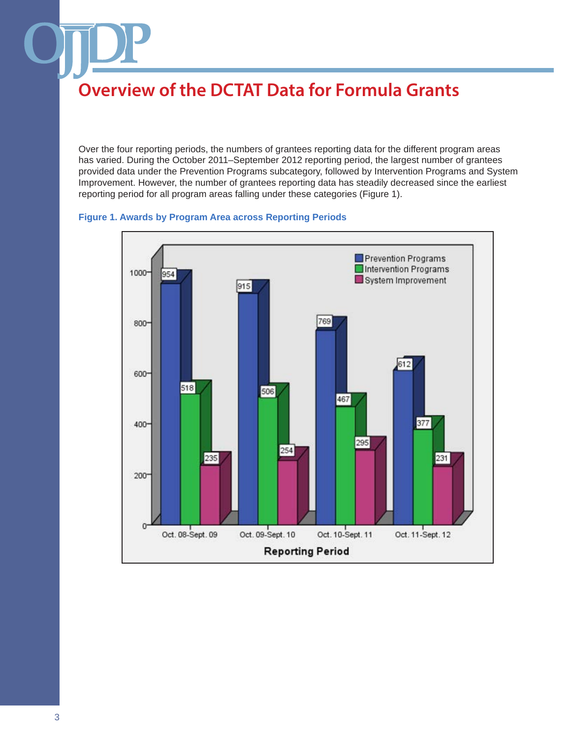# Overview of the DCTAT Data for Formula Grants

Over the four reporting periods, the numbers of grantees reporting data for the different program areas has varied. During the October 2011–September 2012 reporting period, the largest number of grantees provided data under the Prevention Programs subcategory, followed by Intervention Programs and System Improvement. However, the number of grantees reporting data has steadily decreased since the earliest reporting period for all program areas falling under these categories (Figure 1).

**Figure 1. Awards by Program Area across Reporting Periods**

| Reporting Period | Prevention Programs | Intervention Programs | System Improvement |
|---|---|---|---|
| Oct. 08-Sept. 09 | 954 | 518 | 235 |
| Oct. 09-Sept. 10 | 915 | 506 | 254 |
| Oct. 10-Sept. 11 | 769 | 467 | 295 |
| Oct. 11-Sept. 12 | 612 | 377 | 231 |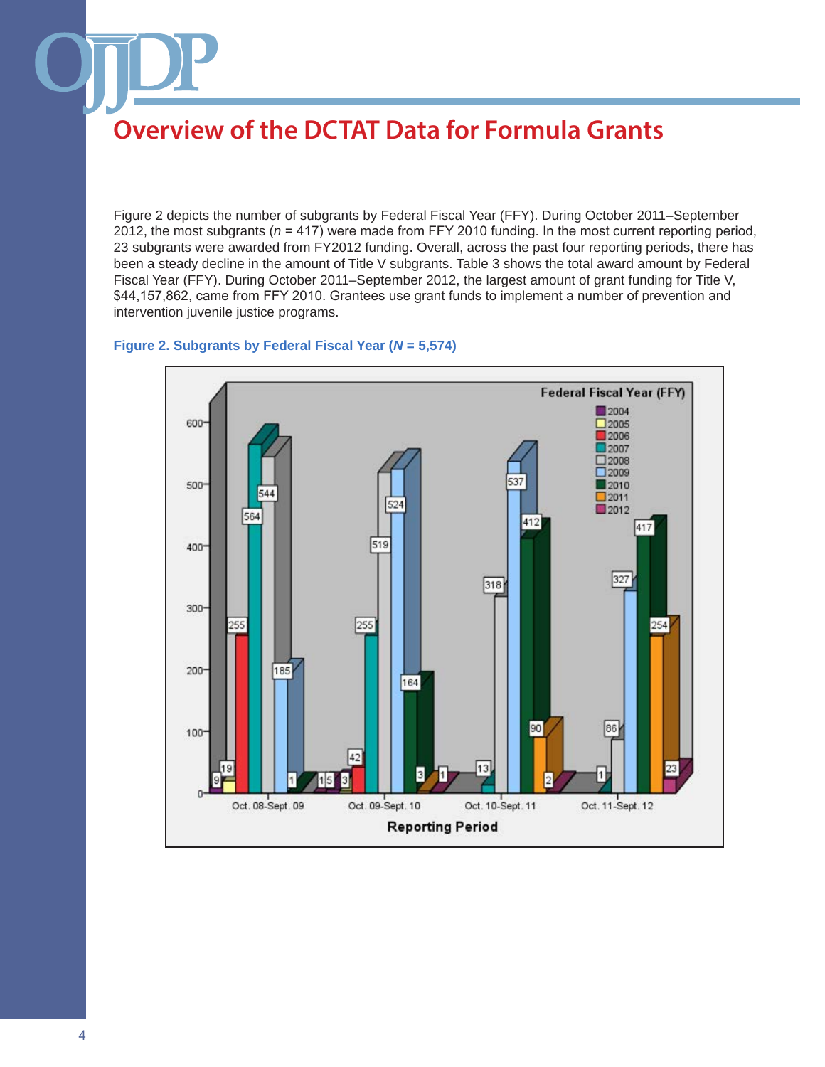# Overview of the DCTAT Data for Formula Grants

Figure 2 depicts the number of subgrants by Federal Fiscal Year (FFY). During October 2011–September 2012, the most subgrants ($n$ = 417) were made from FFY 2010 funding. In the most current reporting period, 23 subgrants were awarded from FY2012 funding. Overall, across the past four reporting periods, there has been a steady decline in the amount of Title V subgrants. Table 3 shows the total award amount by Federal Fiscal Year (FFY). During October 2011–September 2012, the largest amount of grant funding for Title V, $44,157,862, came from FFY 2010. Grantees use grant funds to implement a number of prevention and intervention juvenile justice programs.

**Figure 2. Subgrants by Federal Fiscal Year ($N$ = 5,574)**

| Reporting Period | 2004 | 2005 | 2006 | 2007 | 2008 | 2009 | 2010 | 2011 | 2012 |
|---|---|---|---|---|---|---|---|---|---|
| Oct. 08-Sept. 09 | 9 | 19 | 255 | 564 | 544 | 185 | 1 | | |
| Oct. 09-Sept. 10 | 1 | 5 | 42 | 255 | 519 | 524 | 164 | 3 | 1 |
| Oct. 10-Sept. 11 | | | | 13 | 318 | 537 | 412 | 90 | 2 |
| Oct. 11-Sept. 12 | | | | 1 | 86 | 327 | 417 | 254 | 23 |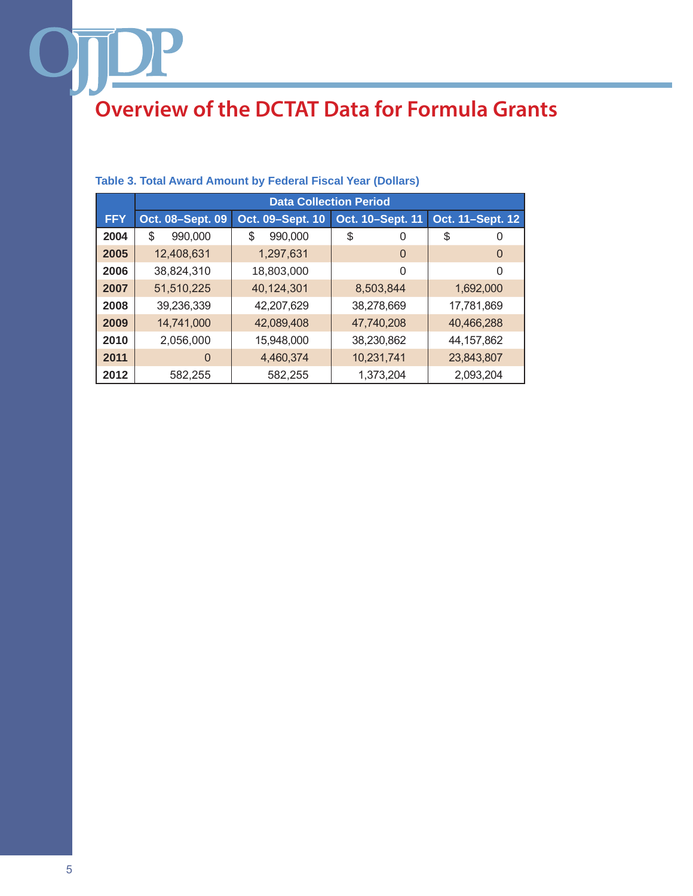# Overview of the DCTAT Data for Formula Grants

**Table 3. Total Award Amount by Federal Fiscal Year (Dollars)**

| | Data Collection Period | | | |
|---|---|---|---|---|
| **FFY** | **Oct. 08–Sept. 09** | **Oct. 09–Sept. 10** | **Oct. 10–Sept. 11** | **Oct. 11–Sept. 12** |
| **2004** | $ 990,000 | $ 990,000 | $ 0 | $ 0 |
| **2005** | 12,408,631 | 1,297,631 | 0 | 0 |
| **2006** | 38,824,310 | 18,803,000 | 0 | 0 |
| **2007** | 51,510,225 | 40,124,301 | 8,503,844 | 1,692,000 |
| **2008** | 39,236,339 | 42,207,629 | 38,278,669 | 17,781,869 |
| **2009** | 14,741,000 | 42,089,408 | 47,740,208 | 40,466,288 |
| **2010** | 2,056,000 | 15,948,000 | 38,230,862 | 44,157,862 |
| **2011** | 0 | 4,460,374 | 10,231,741 | 23,843,807 |
| **2012** | 582,255 | 582,255 | 1,373,204 | 2,093,204 |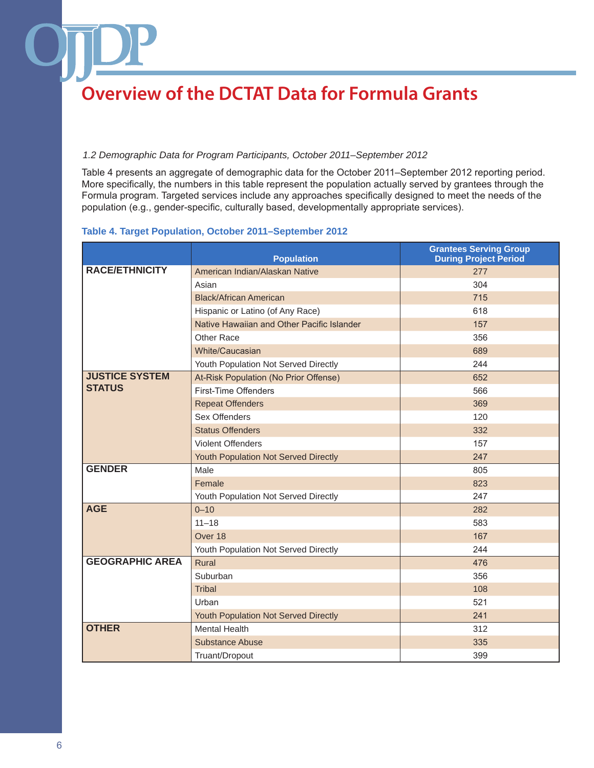# Overview of the DCTAT Data for Formula Grants

*1.2 Demographic Data for Program Participants, October 2011–September 2012*

Table 4 presents an aggregate of demographic data for the October 2011–September 2012 reporting period. More specifically, the numbers in this table represent the population actually served by grantees through the Formula program. Targeted services include any approaches specifically designed to meet the needs of the population (e.g., gender-specific, culturally based, developmentally appropriate services).

**Table 4. Target Population, October 2011–September 2012**

| | Population | Grantees Serving Group During Project Period |
|---|---|---|
| **RACE/ETHNICITY** | American Indian/Alaskan Native | 277 |
| | Asian | 304 |
| | Black/African American | 715 |
| | Hispanic or Latino (of Any Race) | 618 |
| | Native Hawaiian and Other Pacific Islander | 157 |
| | Other Race | 356 |
| | White/Caucasian | 689 |
| | Youth Population Not Served Directly | 244 |
| **JUSTICE SYSTEM STATUS** | At-Risk Population (No Prior Offense) | 652 |
| | First-Time Offenders | 566 |
| | Repeat Offenders | 369 |
| | Sex Offenders | 120 |
| | Status Offenders | 332 |
| | Violent Offenders | 157 |
| | Youth Population Not Served Directly | 247 |
| **GENDER** | Male | 805 |
| | Female | 823 |
| | Youth Population Not Served Directly | 247 |
| **AGE** | 0–10 | 282 |
| | 11–18 | 583 |
| | Over 18 | 167 |
| | Youth Population Not Served Directly | 244 |
| **GEOGRAPHIC AREA** | Rural | 476 |
| | Suburban | 356 |
| | Tribal | 108 |
| | Urban | 521 |
| | Youth Population Not Served Directly | 241 |
| **OTHER** | Mental Health | 312 |
| | Substance Abuse | 335 |
| | Truant/Dropout | 399 |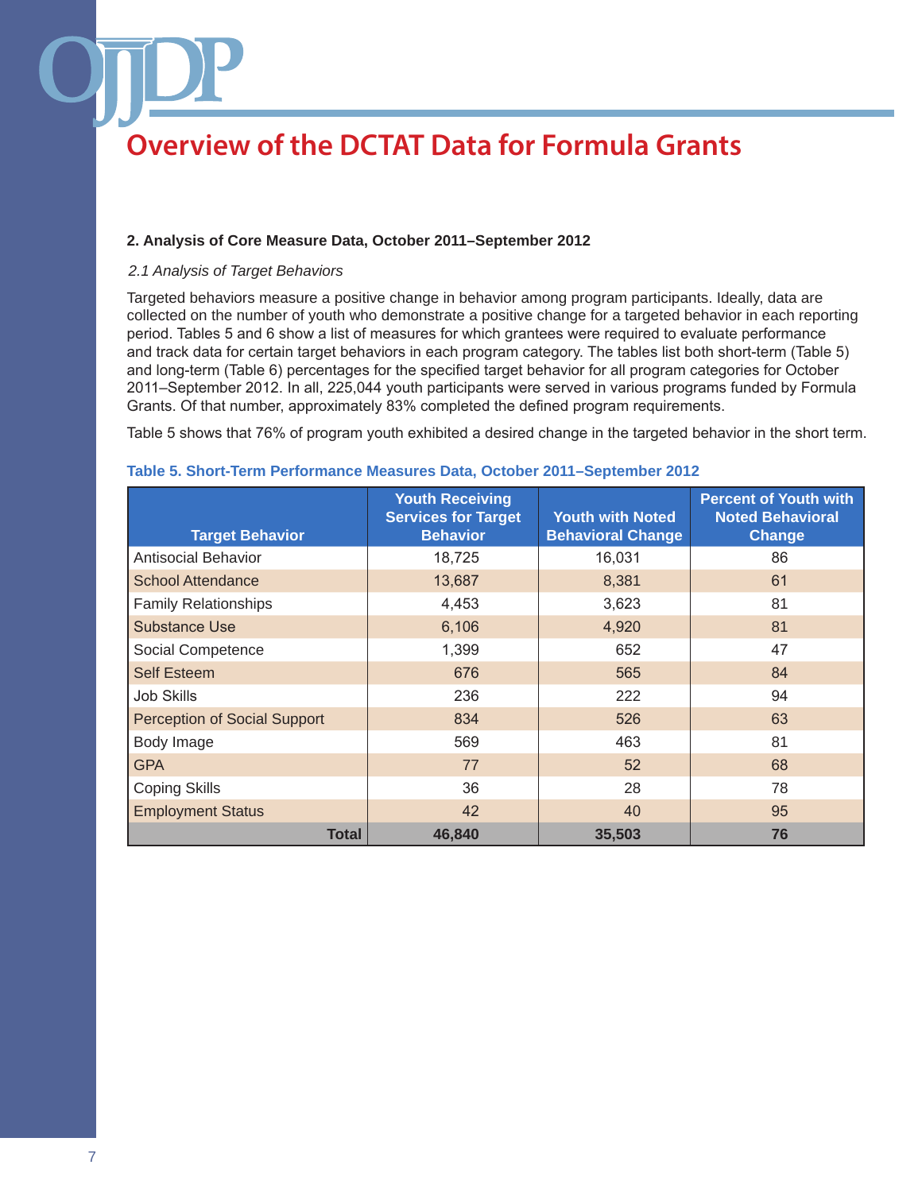# Overview of the DCTAT Data for Formula Grants

**2. Analysis of Core Measure Data, October 2011–September 2012**

*2.1 Analysis of Target Behaviors*

Targeted behaviors measure a positive change in behavior among program participants. Ideally, data are collected on the number of youth who demonstrate a positive change for a targeted behavior in each reporting period. Tables 5 and 6 show a list of measures for which grantees were required to evaluate performance and track data for certain target behaviors in each program category. The tables list both short-term (Table 5) and long-term (Table 6) percentages for the specified target behavior for all program categories for October 2011–September 2012. In all, 225,044 youth participants were served in various programs funded by Formula Grants. Of that number, approximately 83% completed the defined program requirements.

Table 5 shows that 76% of program youth exhibited a desired change in the targeted behavior in the short term.

**Table 5. Short-Term Performance Measures Data, October 2011–September 2012**

| Target Behavior | Youth Receiving Services for Target Behavior | Youth with Noted Behavioral Change | Percent of Youth with Noted Behavioral Change |
|---|---|---|---|
| Antisocial Behavior | 18,725 | 16,031 | 86 |
| School Attendance | 13,687 | 8,381 | 61 |
| Family Relationships | 4,453 | 3,623 | 81 |
| Substance Use | 6,106 | 4,920 | 81 |
| Social Competence | 1,399 | 652 | 47 |
| Self Esteem | 676 | 565 | 84 |
| Job Skills | 236 | 222 | 94 |
| Perception of Social Support | 834 | 526 | 63 |
| Body Image | 569 | 463 | 81 |
| GPA | 77 | 52 | 68 |
| Coping Skills | 36 | 28 | 78 |
| Employment Status | 42 | 40 | 95 |
| **Total** | **46,840** | **35,503** | **76** |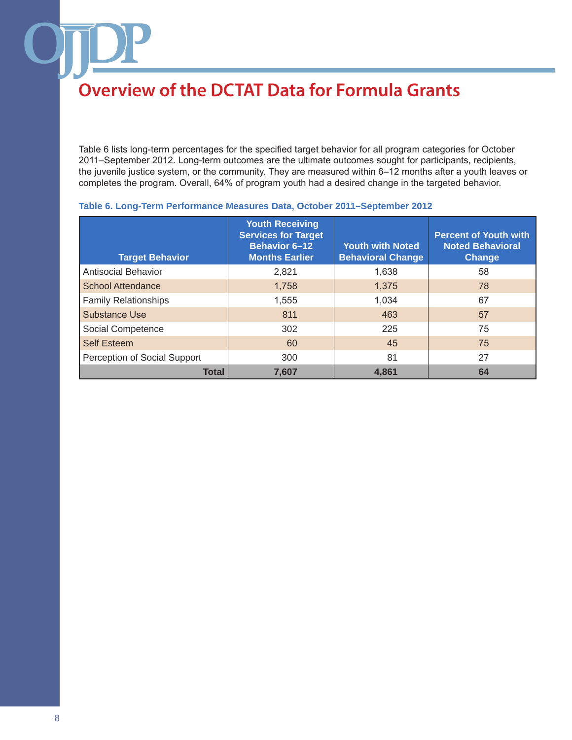# Overview of the DCTAT Data for Formula Grants

Table 6 lists long-term percentages for the specified target behavior for all program categories for October 2011–September 2012. Long-term outcomes are the ultimate outcomes sought for participants, recipients, the juvenile justice system, or the community. They are measured within 6–12 months after a youth leaves or completes the program. Overall, 64% of program youth had a desired change in the targeted behavior.

**Table 6. Long-Term Performance Measures Data, October 2011–September 2012**

| Target Behavior | Youth Receiving Services for Target Behavior 6–12 Months Earlier | Youth with Noted Behavioral Change | Percent of Youth with Noted Behavioral Change |
|---|---|---|---|
| Antisocial Behavior | 2,821 | 1,638 | 58 |
| School Attendance | 1,758 | 1,375 | 78 |
| Family Relationships | 1,555 | 1,034 | 67 |
| Substance Use | 811 | 463 | 57 |
| Social Competence | 302 | 225 | 75 |
| Self Esteem | 60 | 45 | 75 |
| Perception of Social Support | 300 | 81 | 27 |
| **Total** | **7,607** | **4,861** | **64** |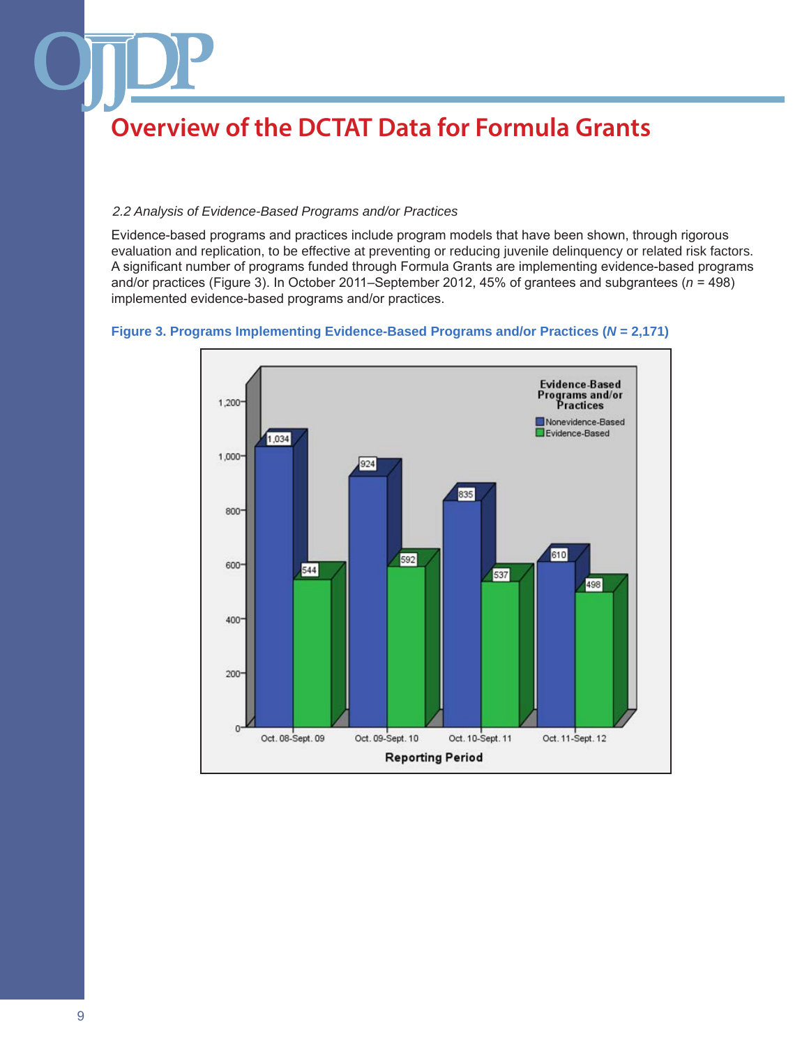# Overview of the DCTAT Data for Formula Grants

*2.2 Analysis of Evidence-Based Programs and/or Practices*

Evidence-based programs and practices include program models that have been shown, through rigorous evaluation and replication, to be effective at preventing or reducing juvenile delinquency or related risk factors. A significant number of programs funded through Formula Grants are implementing evidence-based programs and/or practices (Figure 3). In October 2011–September 2012, 45% of grantees and subgrantees ($n$ = 498) implemented evidence-based programs and/or practices.

**Figure 3. Programs Implementing Evidence-Based Programs and/or Practices ($N$ = 2,171)**

| Reporting Period | Nonevidence-Based | Evidence-Based |
|---|---|---|
| Oct. 08-Sept. 09 | 1,034 | 544 |
| Oct. 09-Sept. 10 | 924 | 592 |
| Oct. 10-Sept. 11 | 835 | 537 |
| Oct. 11-Sept. 12 | 610 | 498 |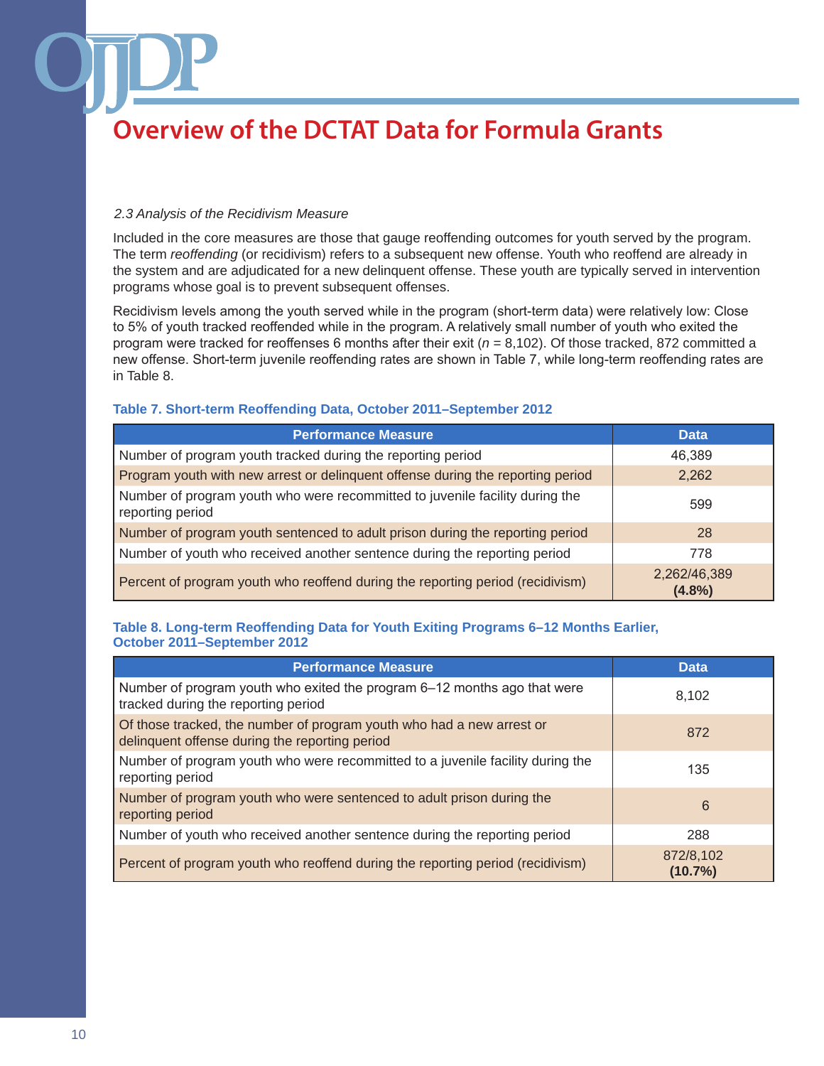# Overview of the DCTAT Data for Formula Grants

*2.3 Analysis of the Recidivism Measure*

Included in the core measures are those that gauge reoffending outcomes for youth served by the program. The term *reoffending* (or recidivism) refers to a subsequent new offense. Youth who reoffend are already in the system and are adjudicated for a new delinquent offense. These youth are typically served in intervention programs whose goal is to prevent subsequent offenses.

Recidivism levels among the youth served while in the program (short-term data) were relatively low: Close to 5% of youth tracked reoffended while in the program. A relatively small number of youth who exited the program were tracked for reoffenses 6 months after their exit ($n$ = 8,102). Of those tracked, 872 committed a new offense. Short-term juvenile reoffending rates are shown in Table 7, while long-term reoffending rates are in Table 8.

**Table 7. Short-term Reoffending Data, October 2011–September 2012**

| Performance Measure | Data |
|---|---|
| Number of program youth tracked during the reporting period | 46,389 |
| Program youth with new arrest or delinquent offense during the reporting period | 2,262 |
| Number of program youth who were recommitted to juvenile facility during the reporting period | 599 |
| Number of program youth sentenced to adult prison during the reporting period | 28 |
| Number of youth who received another sentence during the reporting period | 778 |
| Percent of program youth who reoffend during the reporting period (recidivism) | 2,262/46,389 **(4.8%)** |

**Table 8. Long-term Reoffending Data for Youth Exiting Programs 6–12 Months Earlier, October 2011–September 2012**

| Performance Measure | Data |
|---|---|
| Number of program youth who exited the program 6–12 months ago that were tracked during the reporting period | 8,102 |
| Of those tracked, the number of program youth who had a new arrest or delinquent offense during the reporting period | 872 |
| Number of program youth who were recommitted to a juvenile facility during the reporting period | 135 |
| Number of program youth who were sentenced to adult prison during the reporting period | 6 |
| Number of youth who received another sentence during the reporting period | 288 |
| Percent of program youth who reoffend during the reporting period (recidivism) | 872/8,102 **(10.7%)** |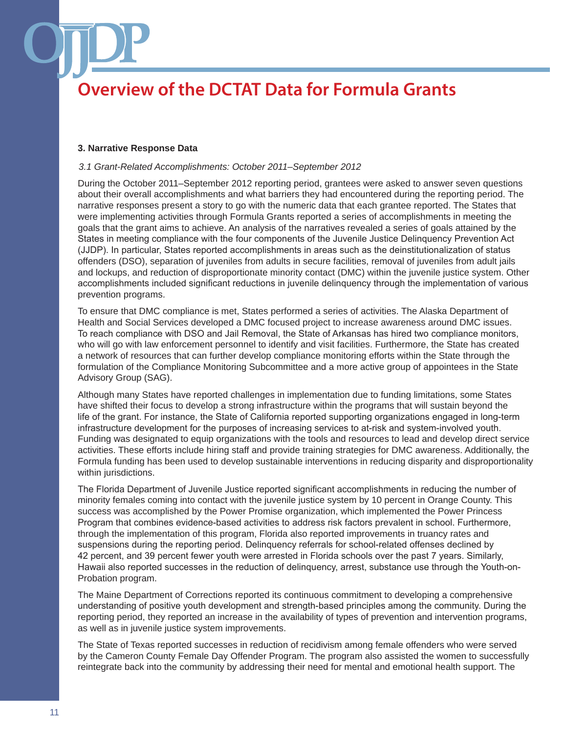# Overview of the DCTAT Data for Formula Grants

**3. Narrative Response Data**

*3.1 Grant-Related Accomplishments: October 2011–September 2012*

During the October 2011–September 2012 reporting period, grantees were asked to answer seven questions about their overall accomplishments and what barriers they had encountered during the reporting period. The narrative responses present a story to go with the numeric data that each grantee reported. The States that were implementing activities through Formula Grants reported a series of accomplishments in meeting the goals that the grant aims to achieve. An analysis of the narratives revealed a series of goals attained by the States in meeting compliance with the four components of the Juvenile Justice Delinquency Prevention Act (JJDP). In particular, States reported accomplishments in areas such as the deinstitutionalization of status offenders (DSO), separation of juveniles from adults in secure facilities, removal of juveniles from adult jails and lockups, and reduction of disproportionate minority contact (DMC) within the juvenile justice system. Other accomplishments included significant reductions in juvenile delinquency through the implementation of various prevention programs.

To ensure that DMC compliance is met, States performed a series of activities. The Alaska Department of Health and Social Services developed a DMC focused project to increase awareness around DMC issues. To reach compliance with DSO and Jail Removal, the State of Arkansas has hired two compliance monitors, who will go with law enforcement personnel to identify and visit facilities. Furthermore, the State has created a network of resources that can further develop compliance monitoring efforts within the State through the formulation of the Compliance Monitoring Subcommittee and a more active group of appointees in the State Advisory Group (SAG).

Although many States have reported challenges in implementation due to funding limitations, some States have shifted their focus to develop a strong infrastructure within the programs that will sustain beyond the life of the grant. For instance, the State of California reported supporting organizations engaged in long-term infrastructure development for the purposes of increasing services to at-risk and system-involved youth. Funding was designated to equip organizations with the tools and resources to lead and develop direct service activities. These efforts include hiring staff and provide training strategies for DMC awareness. Additionally, the Formula funding has been used to develop sustainable interventions in reducing disparity and disproportionality within jurisdictions.

The Florida Department of Juvenile Justice reported significant accomplishments in reducing the number of minority females coming into contact with the juvenile justice system by 10 percent in Orange County. This success was accomplished by the Power Promise organization, which implemented the Power Princess Program that combines evidence-based activities to address risk factors prevalent in school. Furthermore, through the implementation of this program, Florida also reported improvements in truancy rates and suspensions during the reporting period. Delinquency referrals for school-related offenses declined by 42 percent, and 39 percent fewer youth were arrested in Florida schools over the past 7 years. Similarly, Hawaii also reported successes in the reduction of delinquency, arrest, substance use through the Youth-on-Probation program.

The Maine Department of Corrections reported its continuous commitment to developing a comprehensive understanding of positive youth development and strength-based principles among the community. During the reporting period, they reported an increase in the availability of types of prevention and intervention programs, as well as in juvenile justice system improvements.

The State of Texas reported successes in reduction of recidivism among female offenders who were served by the Cameron County Female Day Offender Program. The program also assisted the women to successfully reintegrate back into the community by addressing their need for mental and emotional health support. The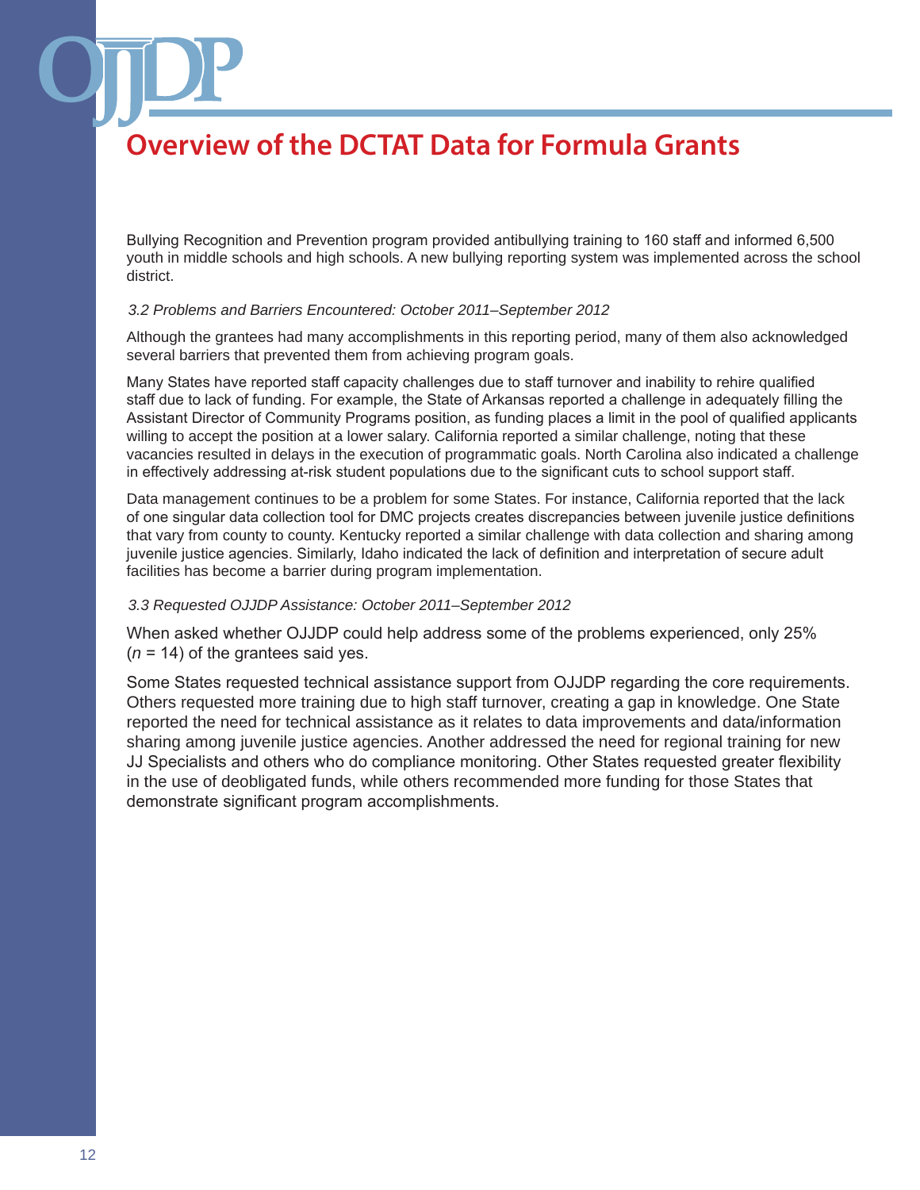# Overview of the DCTAT Data for Formula Grants

Bullying Recognition and Prevention program provided antibullying training to 160 staff and informed 6,500 youth in middle schools and high schools. A new bullying reporting system was implemented across the school district.

*3.2 Problems and Barriers Encountered: October 2011–September 2012*

Although the grantees had many accomplishments in this reporting period, many of them also acknowledged several barriers that prevented them from achieving program goals.

Many States have reported staff capacity challenges due to staff turnover and inability to rehire qualified staff due to lack of funding. For example, the State of Arkansas reported a challenge in adequately filling the Assistant Director of Community Programs position, as funding places a limit in the pool of qualified applicants willing to accept the position at a lower salary. California reported a similar challenge, noting that these vacancies resulted in delays in the execution of programmatic goals. North Carolina also indicated a challenge in effectively addressing at-risk student populations due to the significant cuts to school support staff.

Data management continues to be a problem for some States. For instance, California reported that the lack of one singular data collection tool for DMC projects creates discrepancies between juvenile justice definitions that vary from county to county. Kentucky reported a similar challenge with data collection and sharing among juvenile justice agencies. Similarly, Idaho indicated the lack of definition and interpretation of secure adult facilities has become a barrier during program implementation.

*3.3 Requested OJJDP Assistance: October 2011–September 2012*

When asked whether OJJDP could help address some of the problems experienced, only 25% ($n$ = 14) of the grantees said yes.

Some States requested technical assistance support from OJJDP regarding the core requirements. Others requested more training due to high staff turnover, creating a gap in knowledge. One State reported the need for technical assistance as it relates to data improvements and data/information sharing among juvenile justice agencies. Another addressed the need for regional training for new JJ Specialists and others who do compliance monitoring. Other States requested greater flexibility in the use of deobligated funds, while others recommended more funding for those States that demonstrate significant program accomplishments.